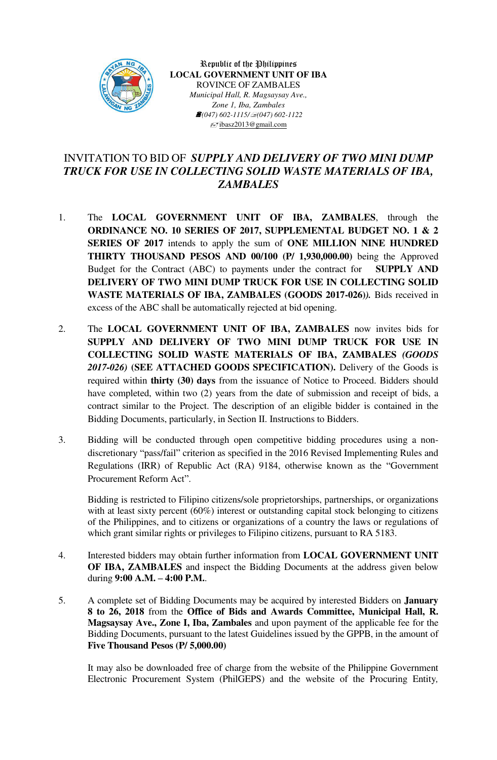Republic of the Philippines
**LOCAL GOVERNMENT UNIT OF IBA**
ROVINCE OF ZAMBALES
*Municipal Hall, R. Magsaysay Ave.,*
*Zone 1, Iba, Zambales*
*(047) 602-1115/(047) 602-1122*
ibasz2013@gmail.com

# INVITATION TO BID OF *SUPPLY AND DELIVERY OF TWO MINI DUMP TRUCK FOR USE IN COLLECTING SOLID WASTE MATERIALS OF IBA, ZAMBALES*

1. The **LOCAL GOVERNMENT UNIT OF IBA, ZAMBALES**, through the **ORDINANCE NO. 10 SERIES OF 2017, SUPPLEMENTAL BUDGET NO. 1 & 2 SERIES OF 2017** intends to apply the sum of **ONE MILLION NINE HUNDRED THIRTY THOUSAND PESOS AND 00/100 (P/ 1,930,000.00)** being the Approved Budget for the Contract (ABC) to payments under the contract for **SUPPLY AND DELIVERY OF TWO MINI DUMP TRUCK FOR USE IN COLLECTING SOLID WASTE MATERIALS OF IBA, ZAMBALES (GOODS 2017-026)***)*. Bids received in excess of the ABC shall be automatically rejected at bid opening.

2. The **LOCAL GOVERNMENT UNIT OF IBA, ZAMBALES** now invites bids for **SUPPLY AND DELIVERY OF TWO MINI DUMP TRUCK FOR USE IN COLLECTING SOLID WASTE MATERIALS OF IBA, ZAMBALES *(GOODS 2017-026)* (SEE ATTACHED GOODS SPECIFICATION).** Delivery of the Goods is required within **thirty (30) days** from the issuance of Notice to Proceed. Bidders should have completed, within two (2) years from the date of submission and receipt of bids, a contract similar to the Project. The description of an eligible bidder is contained in the Bidding Documents, particularly, in Section II. Instructions to Bidders.

3. Bidding will be conducted through open competitive bidding procedures using a non-discretionary "pass/fail" criterion as specified in the 2016 Revised Implementing Rules and Regulations (IRR) of Republic Act (RA) 9184, otherwise known as the "Government Procurement Reform Act".

   Bidding is restricted to Filipino citizens/sole proprietorships, partnerships, or organizations with at least sixty percent (60%) interest or outstanding capital stock belonging to citizens of the Philippines, and to citizens or organizations of a country the laws or regulations of which grant similar rights or privileges to Filipino citizens, pursuant to RA 5183.

4. Interested bidders may obtain further information from **LOCAL GOVERNMENT UNIT OF IBA, ZAMBALES** and inspect the Bidding Documents at the address given below during **9:00 A.M. – 4:00 P.M.**.

5. A complete set of Bidding Documents may be acquired by interested Bidders on **January 8 to 26, 2018** from the **Office of Bids and Awards Committee, Municipal Hall, R. Magsaysay Ave., Zone I, Iba, Zambales** and upon payment of the applicable fee for the Bidding Documents, pursuant to the latest Guidelines issued by the GPPB, in the amount of **Five Thousand Pesos (P/ 5,000.00)**

   It may also be downloaded free of charge from the website of the Philippine Government Electronic Procurement System (PhilGEPS) and the website of the Procuring Entity,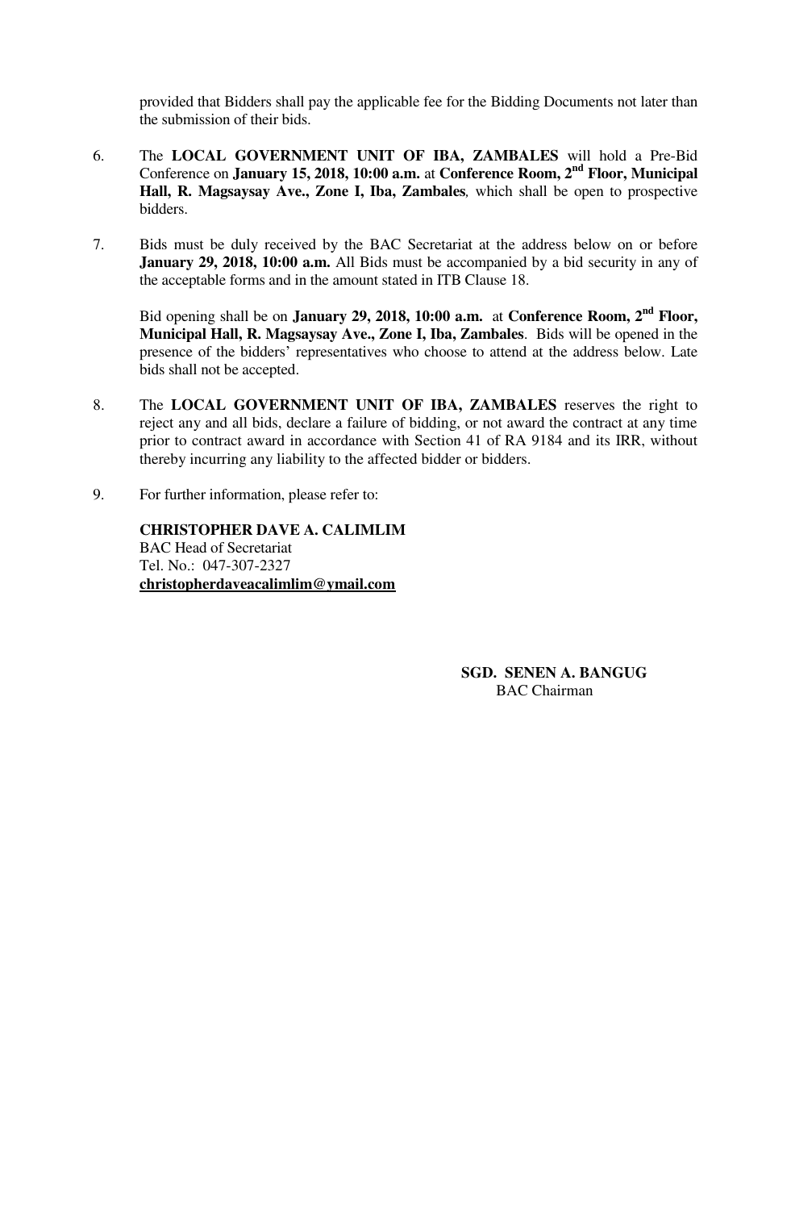provided that Bidders shall pay the applicable fee for the Bidding Documents not later than the submission of their bids.

6. The **LOCAL GOVERNMENT UNIT OF IBA, ZAMBALES** will hold a Pre-Bid Conference on **January 15, 2018, 10:00 a.m.** at **Conference Room, 2nd Floor, Municipal Hall, R. Magsaysay Ave., Zone I, Iba, Zambales***,* which shall be open to prospective bidders.

7. Bids must be duly received by the BAC Secretariat at the address below on or before **January 29, 2018, 10:00 a.m.** All Bids must be accompanied by a bid security in any of the acceptable forms and in the amount stated in ITB Clause 18.

   Bid opening shall be on **January 29, 2018, 10:00 a.m.** at **Conference Room, 2nd Floor, Municipal Hall, R. Magsaysay Ave., Zone I, Iba, Zambales**. Bids will be opened in the presence of the bidders' representatives who choose to attend at the address below. Late bids shall not be accepted.

8. The **LOCAL GOVERNMENT UNIT OF IBA, ZAMBALES** reserves the right to reject any and all bids, declare a failure of bidding, or not award the contract at any time prior to contract award in accordance with Section 41 of RA 9184 and its IRR, without thereby incurring any liability to the affected bidder or bidders.

9. For further information, please refer to:

   **CHRISTOPHER DAVE A. CALIMLIM**
   BAC Head of Secretariat
   Tel. No.: 047-307-2327
   **christopherdaveacalimlim@ymail.com**

**SGD. SENEN A. BANGUG**
BAC Chairman